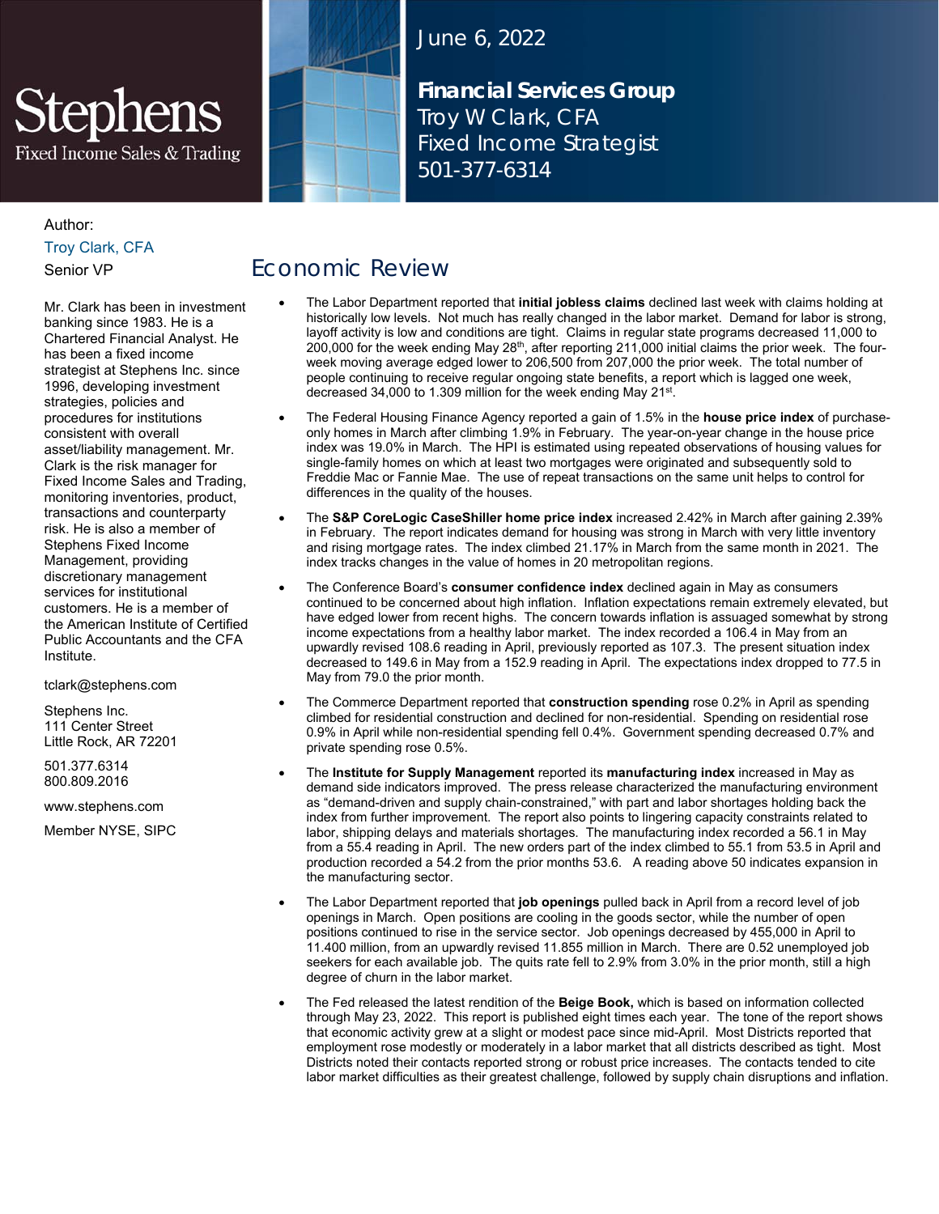Stephens
Fixed Income Sales & Trading

June 6, 2022

**Financial Services Group**
Troy W Clark, CFA
Fixed Income Strategist
501-377-6314

Author:
Troy Clark, CFA
Senior VP

Mr. Clark has been in investment banking since 1983. He is a Chartered Financial Analyst. He has been a fixed income strategist at Stephens Inc. since 1996, developing investment strategies, policies and procedures for institutions consistent with overall asset/liability management. Mr. Clark is the risk manager for Fixed Income Sales and Trading, monitoring inventories, product, transactions and counterparty risk. He is also a member of Stephens Fixed Income Management, providing discretionary management services for institutional customers. He is a member of the American Institute of Certified Public Accountants and the CFA Institute.

tclark@stephens.com

Stephens Inc.
111 Center Street
Little Rock, AR 72201

501.377.6314
800.809.2016

www.stephens.com

Member NYSE, SIPC

# Economic Review

- The Labor Department reported that **initial jobless claims** declined last week with claims holding at historically low levels. Not much has really changed in the labor market. Demand for labor is strong, layoff activity is low and conditions are tight. Claims in regular state programs decreased 11,000 to 200,000 for the week ending May 28th, after reporting 211,000 initial claims the prior week. The four-week moving average edged lower to 206,500 from 207,000 the prior week. The total number of people continuing to receive regular ongoing state benefits, a report which is lagged one week, decreased 34,000 to 1.309 million for the week ending May 21st.
- The Federal Housing Finance Agency reported a gain of 1.5% in the **house price index** of purchase-only homes in March after climbing 1.9% in February. The year-on-year change in the house price index was 19.0% in March. The HPI is estimated using repeated observations of housing values for single-family homes on which at least two mortgages were originated and subsequently sold to Freddie Mac or Fannie Mae. The use of repeat transactions on the same unit helps to control for differences in the quality of the houses.
- The **S&P CoreLogic CaseShiller home price index** increased 2.42% in March after gaining 2.39% in February. The report indicates demand for housing was strong in March with very little inventory and rising mortgage rates. The index climbed 21.17% in March from the same month in 2021. The index tracks changes in the value of homes in 20 metropolitan regions.
- The Conference Board's **consumer confidence index** declined again in May as consumers continued to be concerned about high inflation. Inflation expectations remain extremely elevated, but have edged lower from recent highs. The concern towards inflation is assuaged somewhat by strong income expectations from a healthy labor market. The index recorded a 106.4 in May from an upwardly revised 108.6 reading in April, previously reported as 107.3. The present situation index decreased to 149.6 in May from a 152.9 reading in April. The expectations index dropped to 77.5 in May from 79.0 the prior month.
- The Commerce Department reported that **construction spending** rose 0.2% in April as spending climbed for residential construction and declined for non-residential. Spending on residential rose 0.9% in April while non-residential spending fell 0.4%. Government spending decreased 0.7% and private spending rose 0.5%.
- The **Institute for Supply Management** reported its **manufacturing index** increased in May as demand side indicators improved. The press release characterized the manufacturing environment as "demand-driven and supply chain-constrained," with part and labor shortages holding back the index from further improvement. The report also points to lingering capacity constraints related to labor, shipping delays and materials shortages. The manufacturing index recorded a 56.1 in May from a 55.4 reading in April. The new orders part of the index climbed to 55.1 from 53.5 in April and production recorded a 54.2 from the prior months 53.6. A reading above 50 indicates expansion in the manufacturing sector.
- The Labor Department reported that **job openings** pulled back in April from a record level of job openings in March. Open positions are cooling in the goods sector, while the number of open positions continued to rise in the service sector. Job openings decreased by 455,000 in April to 11.400 million, from an upwardly revised 11.855 million in March. There are 0.52 unemployed job seekers for each available job. The quits rate fell to 2.9% from 3.0% in the prior month, still a high degree of churn in the labor market.
- The Fed released the latest rendition of the **Beige Book,** which is based on information collected through May 23, 2022. This report is published eight times each year. The tone of the report shows that economic activity grew at a slight or modest pace since mid-April. Most Districts reported that employment rose modestly or moderately in a labor market that all districts described as tight. Most Districts noted their contacts reported strong or robust price increases. The contacts tended to cite labor market difficulties as their greatest challenge, followed by supply chain disruptions and inflation.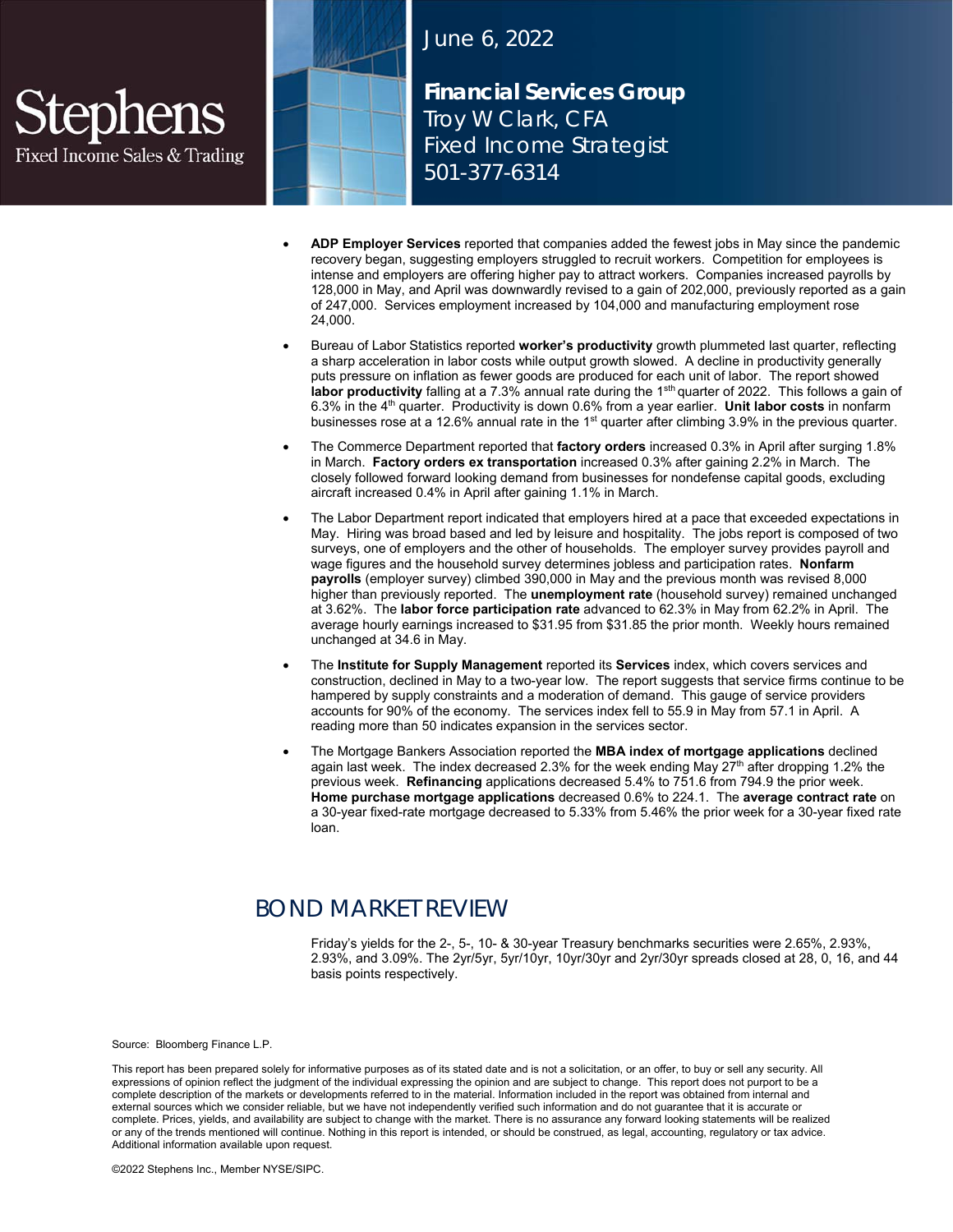Stephens
Fixed Income Sales & Trading

June 6, 2022

**Financial Services Group**
Troy W Clark, CFA
Fixed Income Strategist
501-377-6314

- **ADP Employer Services** reported that companies added the fewest jobs in May since the pandemic recovery began, suggesting employers struggled to recruit workers. Competition for employees is intense and employers are offering higher pay to attract workers. Companies increased payrolls by 128,000 in May, and April was downwardly revised to a gain of 202,000, previously reported as a gain of 247,000. Services employment increased by 104,000 and manufacturing employment rose 24,000.
- Bureau of Labor Statistics reported **worker's productivity** growth plummeted last quarter, reflecting a sharp acceleration in labor costs while output growth slowed. A decline in productivity generally puts pressure on inflation as fewer goods are produced for each unit of labor. The report showed **labor productivity** falling at a 7.3% annual rate during the 1sth quarter of 2022. This follows a gain of 6.3% in the 4th quarter. Productivity is down 0.6% from a year earlier. **Unit labor costs** in nonfarm businesses rose at a 12.6% annual rate in the 1st quarter after climbing 3.9% in the previous quarter.
- The Commerce Department reported that **factory orders** increased 0.3% in April after surging 1.8% in March. **Factory orders ex transportation** increased 0.3% after gaining 2.2% in March. The closely followed forward looking demand from businesses for nondefense capital goods, excluding aircraft increased 0.4% in April after gaining 1.1% in March.
- The Labor Department report indicated that employers hired at a pace that exceeded expectations in May. Hiring was broad based and led by leisure and hospitality. The jobs report is composed of two surveys, one of employers and the other of households. The employer survey provides payroll and wage figures and the household survey determines jobless and participation rates. **Nonfarm payrolls** (employer survey) climbed 390,000 in May and the previous month was revised 8,000 higher than previously reported. The **unemployment rate** (household survey) remained unchanged at 3.62%. The **labor force participation rate** advanced to 62.3% in May from 62.2% in April. The average hourly earnings increased to $31.95 from $31.85 the prior month. Weekly hours remained unchanged at 34.6 in May.
- The **Institute for Supply Management** reported its **Services** index, which covers services and construction, declined in May to a two-year low. The report suggests that service firms continue to be hampered by supply constraints and a moderation of demand. This gauge of service providers accounts for 90% of the economy. The services index fell to 55.9 in May from 57.1 in April. A reading more than 50 indicates expansion in the services sector.
- The Mortgage Bankers Association reported the **MBA index of mortgage applications** declined again last week. The index decreased 2.3% for the week ending May 27th after dropping 1.2% the previous week. **Refinancing** applications decreased 5.4% to 751.6 from 794.9 the prior week. **Home purchase mortgage applications** decreased 0.6% to 224.1. The **average contract rate** on a 30-year fixed-rate mortgage decreased to 5.33% from 5.46% the prior week for a 30-year fixed rate loan.

## BOND MARKET REVIEW

Friday's yields for the 2-, 5-, 10- & 30-year Treasury benchmarks securities were 2.65%, 2.93%, 2.93%, and 3.09%. The 2yr/5yr, 5yr/10yr, 10yr/30yr and 2yr/30yr spreads closed at 28, 0, 16, and 44 basis points respectively.

Source: Bloomberg Finance L.P.

This report has been prepared solely for informative purposes as of its stated date and is not a solicitation, or an offer, to buy or sell any security. All expressions of opinion reflect the judgment of the individual expressing the opinion and are subject to change. This report does not purport to be a complete description of the markets or developments referred to in the material. Information included in the report was obtained from internal and external sources which we consider reliable, but we have not independently verified such information and do not guarantee that it is accurate or complete. Prices, yields, and availability are subject to change with the market. There is no assurance any forward looking statements will be realized or any of the trends mentioned will continue. Nothing in this report is intended, or should be construed, as legal, accounting, regulatory or tax advice. Additional information available upon request.

©2022 Stephens Inc., Member NYSE/SIPC.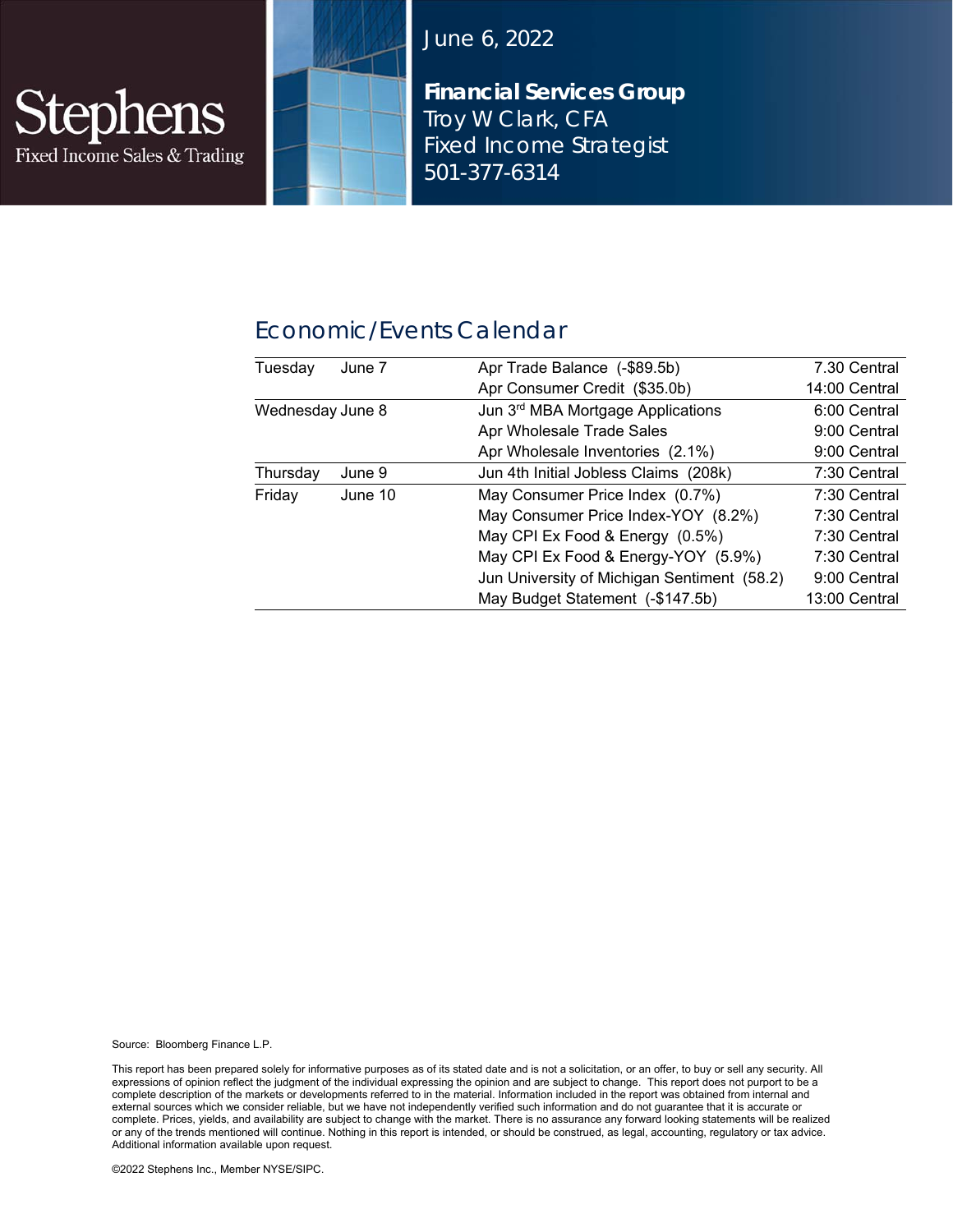Stephens
Fixed Income Sales & Trading

June 6, 2022

**Financial Services Group**
Troy W Clark, CFA
Fixed Income Strategist
501-377-6314

## Economic/Events Calendar

| | | | |
|---|---|---|---|
| Tuesday | June 7 | Apr Trade Balance (-$89.5b) | 7.30 Central |
| | | Apr Consumer Credit ($35.0b) | 14:00 Central |
| Wednesday | June 8 | Jun 3rd MBA Mortgage Applications | 6:00 Central |
| | | Apr Wholesale Trade Sales | 9:00 Central |
| | | Apr Wholesale Inventories (2.1%) | 9:00 Central |
| Thursday | June 9 | Jun 4th Initial Jobless Claims (208k) | 7:30 Central |
| Friday | June 10 | May Consumer Price Index (0.7%) | 7:30 Central |
| | | May Consumer Price Index-YOY (8.2%) | 7:30 Central |
| | | May CPI Ex Food & Energy (0.5%) | 7:30 Central |
| | | May CPI Ex Food & Energy-YOY (5.9%) | 7:30 Central |
| | | Jun University of Michigan Sentiment (58.2) | 9:00 Central |
| | | May Budget Statement (-$147.5b) | 13:00 Central |

Source: Bloomberg Finance L.P.

This report has been prepared solely for informative purposes as of its stated date and is not a solicitation, or an offer, to buy or sell any security. All expressions of opinion reflect the judgment of the individual expressing the opinion and are subject to change. This report does not purport to be a complete description of the markets or developments referred to in the material. Information included in the report was obtained from internal and external sources which we consider reliable, but we have not independently verified such information and do not guarantee that it is accurate or complete. Prices, yields, and availability are subject to change with the market. There is no assurance any forward looking statements will be realized or any of the trends mentioned will continue. Nothing in this report is intended, or should be construed, as legal, accounting, regulatory or tax advice. Additional information available upon request.

©2022 Stephens Inc., Member NYSE/SIPC.